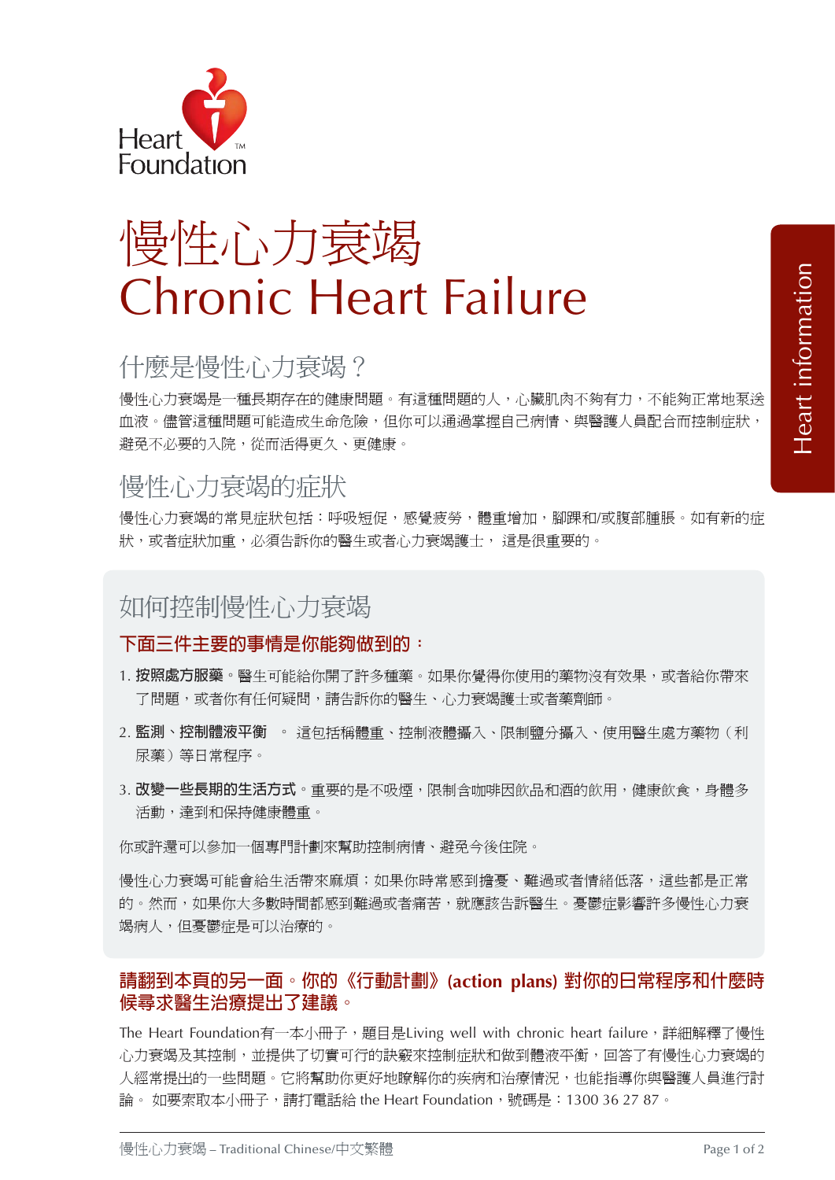Heart Foundation

# 慢性心力衰竭
# Chronic Heart Failure

Heart information

## 什麼是慢性心力衰竭？

慢性心力衰竭是一種長期存在的健康問題。有這種問題的人，心臟肌肉不夠有力，不能夠正常地泵送血液。儘管這種問題可能造成生命危險，但你可以通過掌握自己病情、與醫護人員配合而控制症狀，避免不必要的入院，從而活得更久、更健康。

## 慢性心力衰竭的症狀

慢性心力衰竭的常見症狀包括：呼吸短促，感覺疲勞，體重增加，腳踝和/或腹部腫脹。如有新的症狀，或者症狀加重，必須告訴你的醫生或者心力衰竭護士， 這是很重要的。

## 如何控制慢性心力衰竭

### 下面三件主要的事情是你能夠做到的：

1. **按照處方服藥**。醫生可能給你開了許多種藥。如果你覺得你使用的藥物沒有效果，或者給你帶來了問題，或者你有任何疑問，請告訴你的醫生、心力衰竭護士或者藥劑師。
2. **監測、控制體液平衡** 。 這包括稱體重、控制液體攝入、限制鹽分攝入、使用醫生處方藥物（利尿藥）等日常程序。
3. **改變一些長期的生活方式**。重要的是不吸煙，限制含咖啡因飲品和酒的飲用，健康飲食，身體多活動，達到和保持健康體重。

你或許還可以參加一個專門計劃來幫助控制病情、避免今後住院。

慢性心力衰竭可能會給生活帶來麻煩；如果你時常感到擔憂、難過或者情緒低落，這些都是正常的。然而，如果你大多數時間都感到難過或者痛苦，就應該告訴醫生。憂鬱症影響許多慢性心力衰竭病人，但憂鬱症是可以治療的。

**請翻到本頁的另一面。你的《行動計劃》(action plans) 對你的日常程序和什麼時候尋求醫生治療提出了建議。**

The Heart Foundation有一本小冊子，題目是Living well with chronic heart failure，詳細解釋了慢性心力衰竭及其控制，並提供了切實可行的訣竅來控制症狀和做到體液平衡，回答了有慢性心力衰竭的人經常提出的一些問題。它將幫助你更好地瞭解你的疾病和治療情況，也能指導你與醫護人員進行討論。 如要索取本小冊子，請打電話給 the Heart Foundation，號碼是：1300 36 27 87。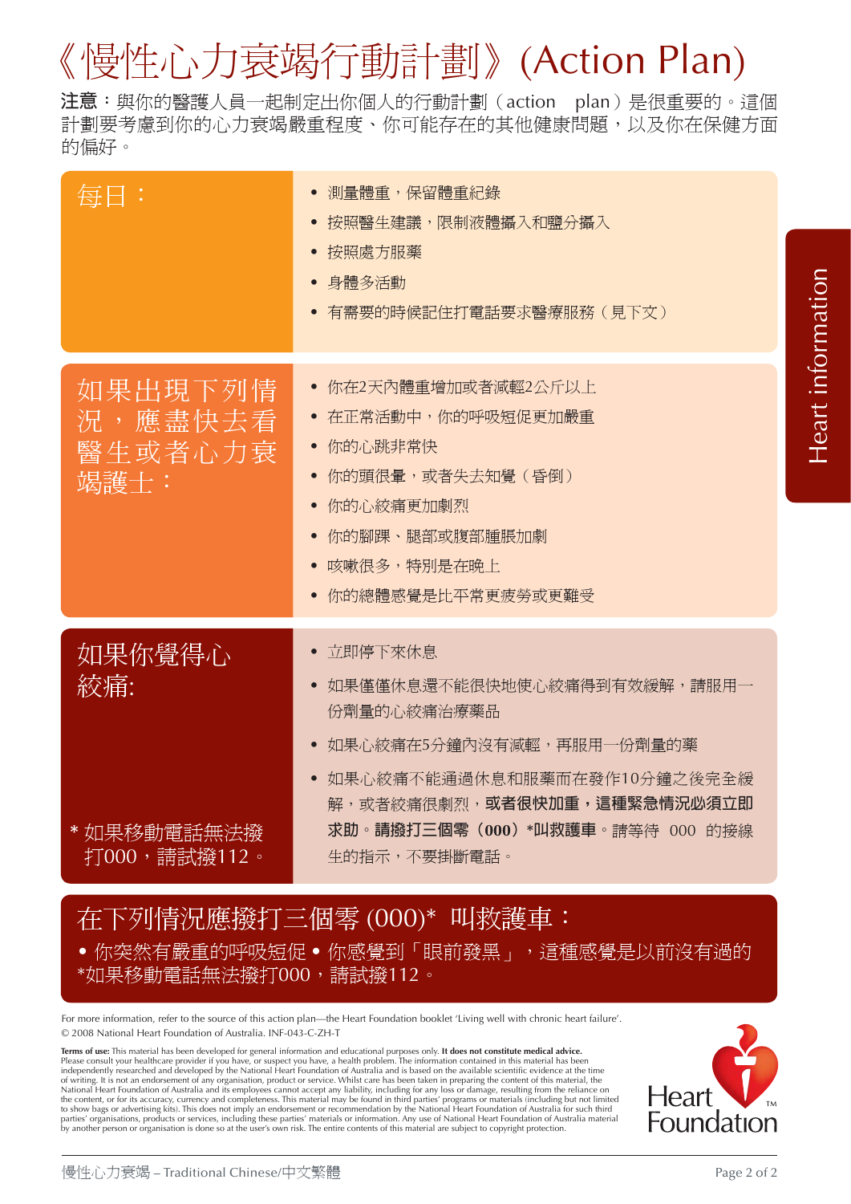# 《慢性心力衰竭行動計劃》(Action Plan)

**注意**：與你的醫護人員一起制定出你個人的行動計劃（action　plan）是很重要的。這個計劃要考慮到你的心力衰竭嚴重程度、你可能存在的其他健康問題，以及你在保健方面的偏好。

## 每日：

- 測量體重，保留體重紀錄
- 按照醫生建議，限制液體攝入和鹽分攝入
- 按照處方服藥
- 身體多活動
- 有需要的時候記住打電話要求醫療服務（見下文）

## 如果出現下列情況，應盡快去看醫生或者心力衰竭護士：

- 你在2天內體重增加或者減輕2公斤以上
- 在正常活動中，你的呼吸短促更加嚴重
- 你的心跳非常快
- 你的頭很暈，或者失去知覺（昏倒）
- 你的心絞痛更加劇烈
- 你的腳踝、腿部或腹部腫脹加劇
- 咳嗽很多，特別是在晚上
- 你的總體感覺是比平常更疲勞或更難受

## 如果你覺得心絞痛:

- 立即停下來休息
- 如果僅僅休息還不能很快地使心絞痛得到有效緩解，請服用一份劑量的心絞痛治療藥品
- 如果心絞痛在5分鐘內沒有減輕，再服用一份劑量的藥
- 如果心絞痛不能通過休息和服藥而在發作10分鐘之後完全緩解，或者絞痛很劇烈，**或者很快加重，這種緊急情況必須立即求助。請撥打三個零（000）*叫救護車**。請等待　000　的接線生的指示，不要掛斷電話。

\* 如果移動電話無法撥打000，請試撥112。

## 在下列情況應撥打三個零 (000)*　叫救護車：

- 你突然有嚴重的呼吸短促
- 你感覺到「眼前發黑」，這種感覺是以前沒有過的

*如果移動電話無法撥打000，請試撥112。

Heart information

For more information, refer to the source of this action plan—the Heart Foundation booklet 'Living well with chronic heart failure'.
© 2008 National Heart Foundation of Australia. INF-043-C-ZH-T

**Terms of use:** This material has been developed for general information and educational purposes only. **It does not constitute medical advice.** Please consult your healthcare provider if you have, or suspect you have, a health problem. The information contained in this material has been independently researched and developed by the National Heart Foundation of Australia and is based on the available scientific evidence at the time of writing. It is not an endorsement of any organisation, product or service. Whilst care has been taken in preparing the content of this material, the National Heart Foundation of Australia and its employees cannot accept any liability, including for any loss or damage, resulting from the reliance on the content, or for its accuracy, currency and completeness. This material may be found in third parties' programs or materials (including but not limited to show bags or advertising kits). This does not imply an endorsement or recommendation by the National Heart Foundation of Australia for such third parties' organisations, products or services, including these parties' materials or information. Any use of National Heart Foundation of Australia material by another person or organisation is done so at the user's own risk. The entire contents of this material are subject to copyright protection.

Heart Foundation™

慢性心力衰竭 – Traditional Chinese/中文繁體